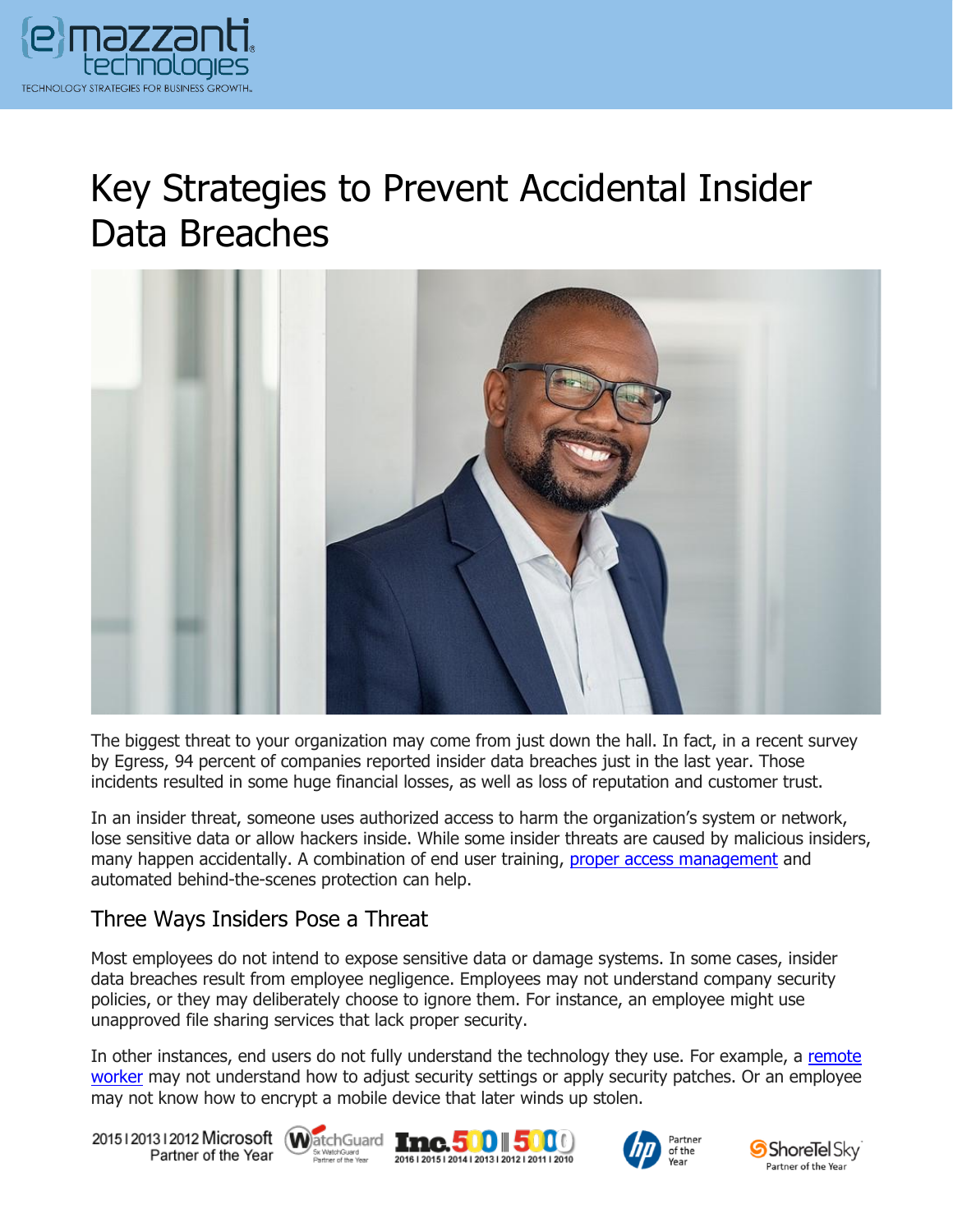# Key Strategies to Prevent Accidental Insider Data Breaches

The biggest threat to your organization may come from just down the hall. In fact, in a recent survey by Egress, 94 percent of companies reported insider data breaches just in the last year. Those incidents resulted in some huge financial losses, as well as loss of reputation and customer trust.

In an insider threat, someone uses authorized access to harm the organization's system or network, lose sensitive data or allow hackers inside. While some insider threats are caused by malicious insiders, many happen accidentally. A combination of end user training, proper access management and automated behind-the-scenes protection can help.

## Three Ways Insiders Pose a Threat

Most employees do not intend to expose sensitive data or damage systems. In some cases, insider data breaches result from employee negligence. Employees may not understand company security policies, or they may deliberately choose to ignore them. For instance, an employee might use unapproved file sharing services that lack proper security.

In other instances, end users do not fully understand the technology they use. For example, a remote worker may not understand how to adjust security settings or apply security patches. Or an employee may not know how to encrypt a mobile device that later winds up stolen.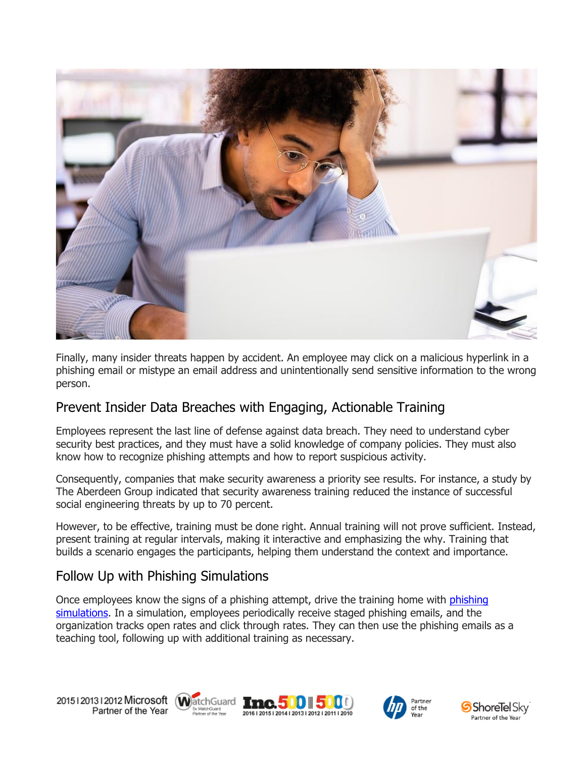Finally, many insider threats happen by accident. An employee may click on a malicious hyperlink in a phishing email or mistype an email address and unintentionally send sensitive information to the wrong person.

## Prevent Insider Data Breaches with Engaging, Actionable Training

Employees represent the last line of defense against data breach. They need to understand cyber security best practices, and they must have a solid knowledge of company policies. They must also know how to recognize phishing attempts and how to report suspicious activity.

Consequently, companies that make security awareness a priority see results. For instance, a study by The Aberdeen Group indicated that security awareness training reduced the instance of successful social engineering threats by up to 70 percent.

However, to be effective, training must be done right. Annual training will not prove sufficient. Instead, present training at regular intervals, making it interactive and emphasizing the why. Training that builds a scenario engages the participants, helping them understand the context and importance.

## Follow Up with Phishing Simulations

Once employees know the signs of a phishing attempt, drive the training home with [phishing simulations](). In a simulation, employees periodically receive staged phishing emails, and the organization tracks open rates and click through rates. They can then use the phishing emails as a teaching tool, following up with additional training as necessary.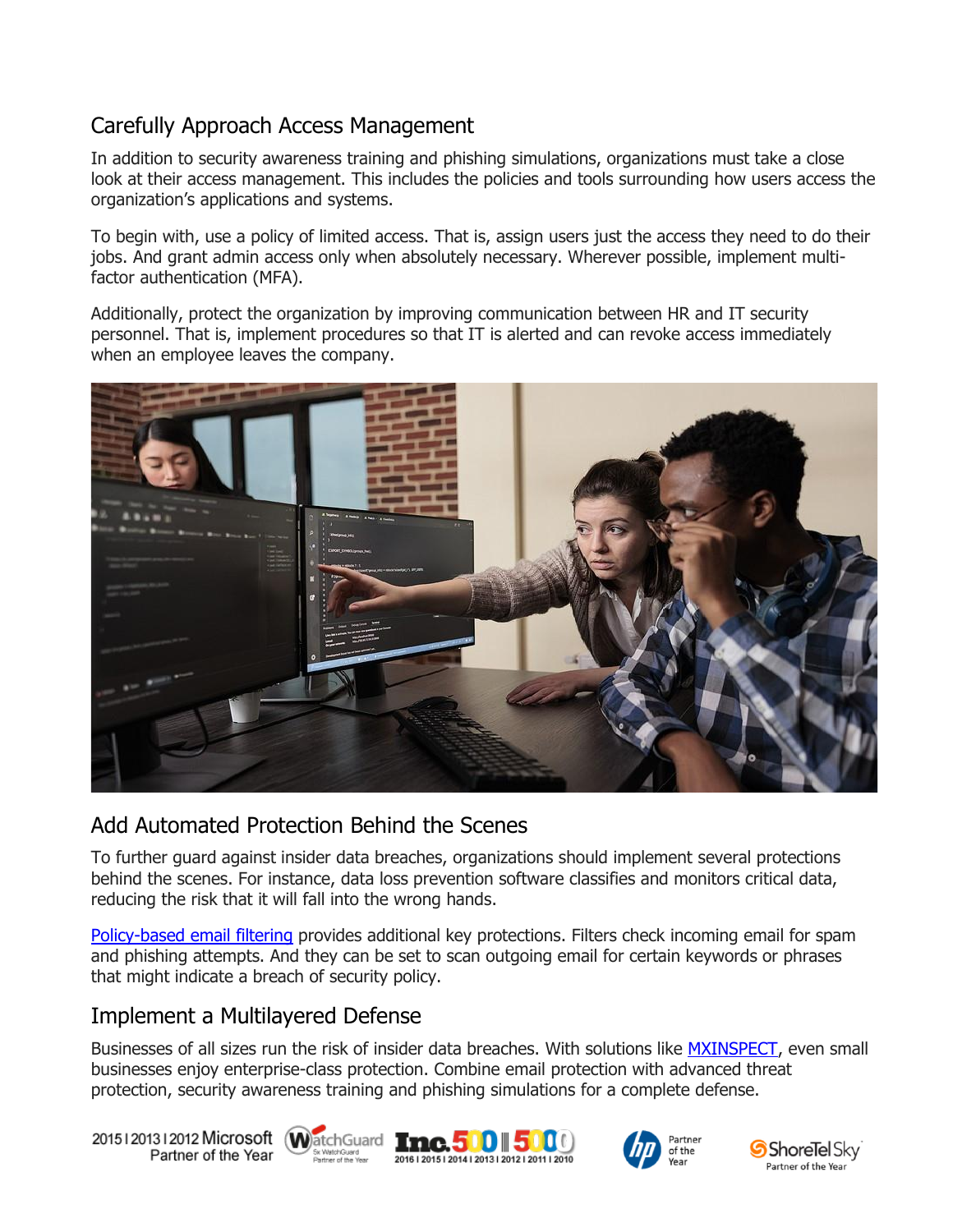## Carefully Approach Access Management

In addition to security awareness training and phishing simulations, organizations must take a close look at their access management. This includes the policies and tools surrounding how users access the organization's applications and systems.

To begin with, use a policy of limited access. That is, assign users just the access they need to do their jobs. And grant admin access only when absolutely necessary. Wherever possible, implement multi-factor authentication (MFA).

Additionally, protect the organization by improving communication between HR and IT security personnel. That is, implement procedures so that IT is alerted and can revoke access immediately when an employee leaves the company.

## Add Automated Protection Behind the Scenes

To further guard against insider data breaches, organizations should implement several protections behind the scenes. For instance, data loss prevention software classifies and monitors critical data, reducing the risk that it will fall into the wrong hands.

[Policy-based email filtering]() provides additional key protections. Filters check incoming email for spam and phishing attempts. And they can be set to scan outgoing email for certain keywords or phrases that might indicate a breach of security policy.

## Implement a Multilayered Defense

Businesses of all sizes run the risk of insider data breaches. With solutions like [MXINSPECT](), even small businesses enjoy enterprise-class protection. Combine email protection with advanced threat protection, security awareness training and phishing simulations for a complete defense.

2015 I 2013 I 2012 Microsoft Partner of the Year | WatchGuard 5x WatchGuard Partner of the Year | Inc. 500 | 5000 2016 I 2015 I 2014 I 2013 I 2012 I 2011 I 2010 | hp Partner of the Year | ShoreTel Sky Partner of the Year